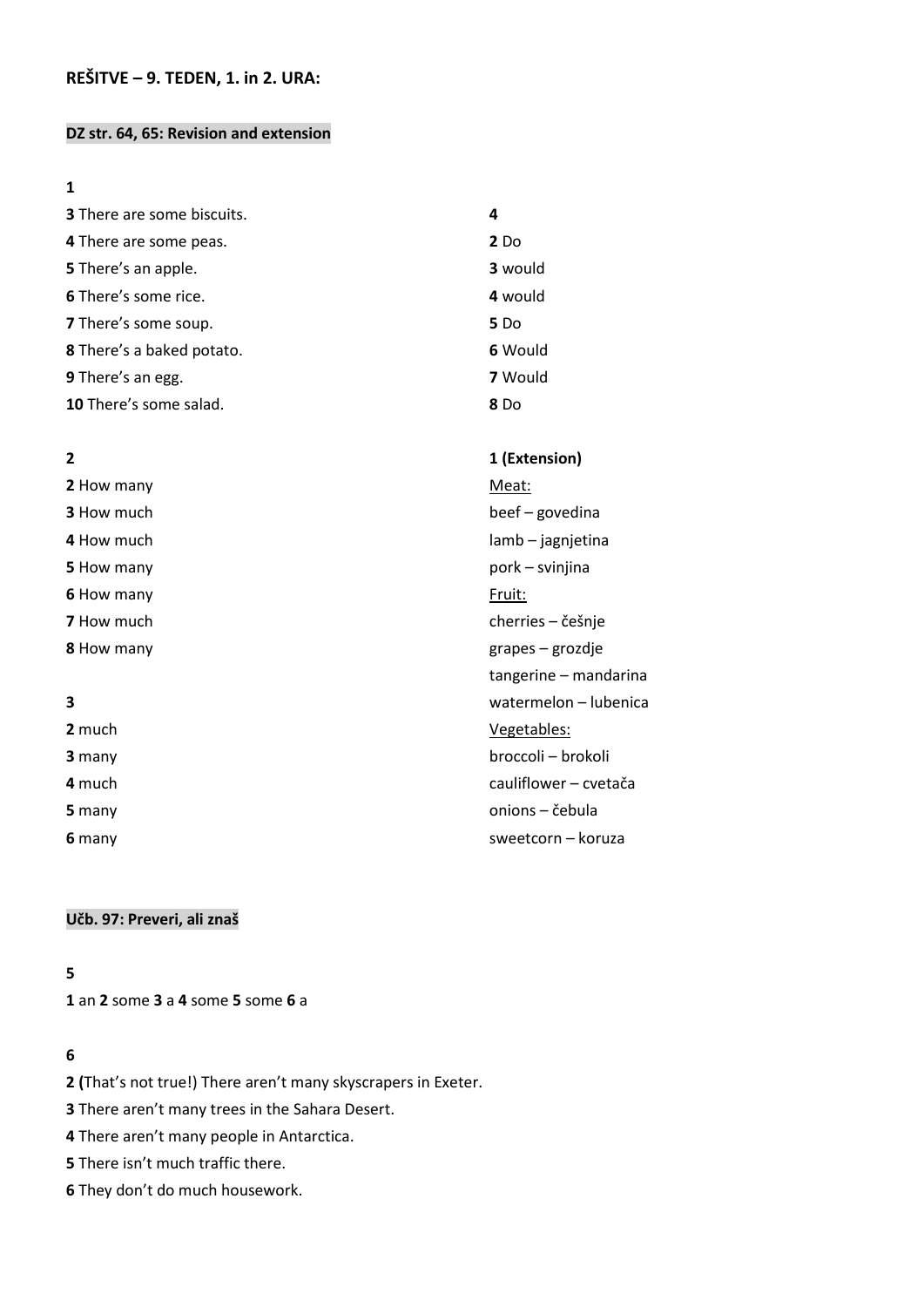**REŠITVE – 9. TEDEN, 1. in 2. URA:**

**DZ str. 64, 65: Revision and extension**

**1**

**3** There are some biscuits.
**4** There are some peas.
**5** There's an apple.
**6** There's some rice.
**7** There's some soup.
**8** There's a baked potato.
**9** There's an egg.
**10** There's some salad.

**2**

**2** How many
**3** How much
**4** How much
**5** How many
**6** How many
**7** How much
**8** How many

**3**

**2** much
**3** many
**4** much
**5** many
**6** many

**4**

**2** Do
**3** would
**4** would
**5** Do
**6** Would
**7** Would
**8** Do

**1 (Extension)**

Meat:
beef – govedina
lamb – jagnjetina
pork – svinjina
Fruit:
cherries – češnje
grapes – grozdje
tangerine – mandarina
watermelon – lubenica
Vegetables:
broccoli – brokoli
cauliflower – cvetača
onions – čebula
sweetcorn – koruza

**Učb. 97: Preveri, ali znaš**

**5**

**1** an **2** some **3** a **4** some **5** some **6** a

**6**

**2 (**That's not true!) There aren't many skyscrapers in Exeter.
**3** There aren't many trees in the Sahara Desert.
**4** There aren't many people in Antarctica.
**5** There isn't much traffic there.
**6** They don't do much housework.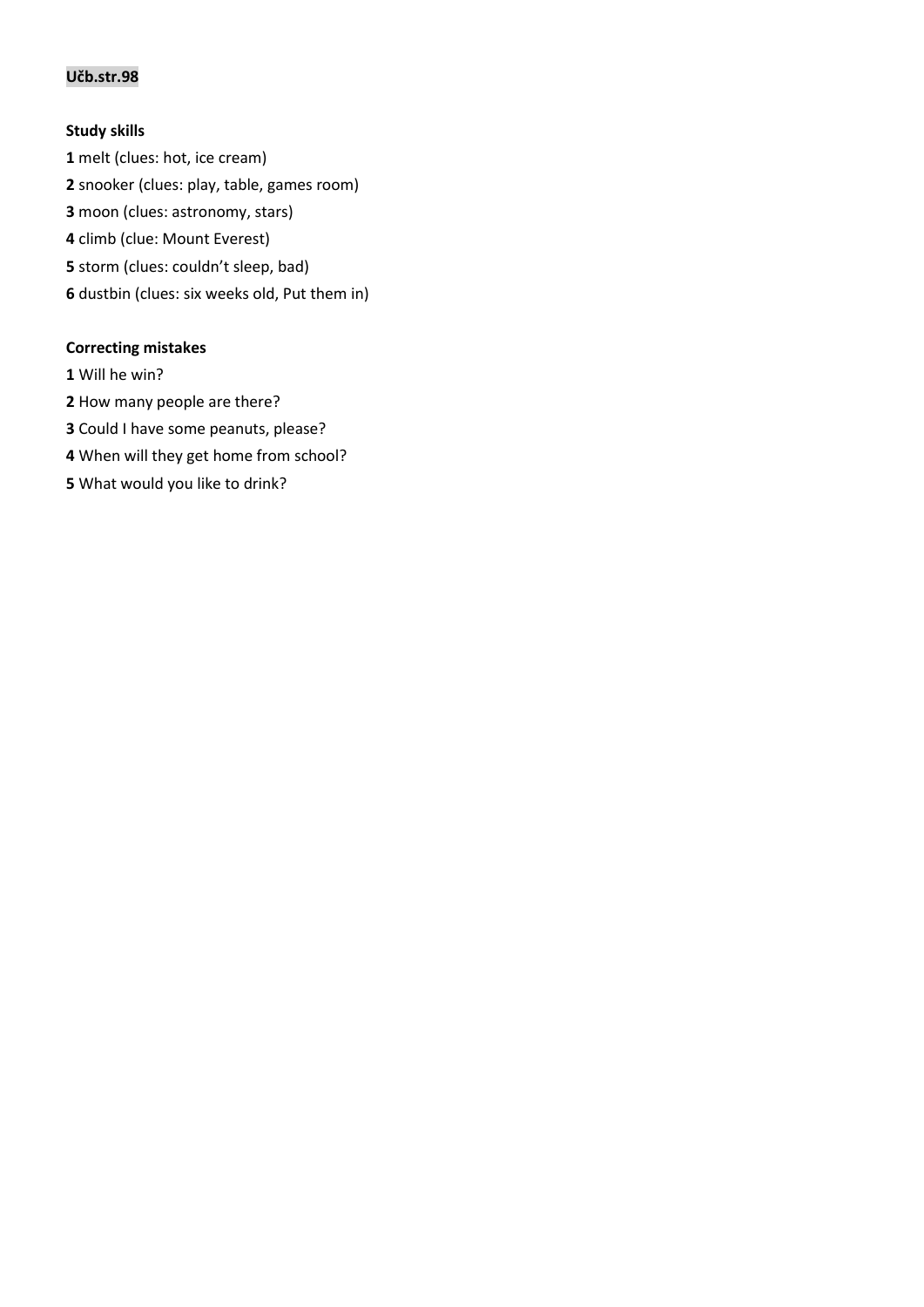**Učb.str.98**

**Study skills**

**1** melt (clues: hot, ice cream)

**2** snooker (clues: play, table, games room)

**3** moon (clues: astronomy, stars)

**4** climb (clue: Mount Everest)

**5** storm (clues: couldn't sleep, bad)

**6** dustbin (clues: six weeks old, Put them in)

**Correcting mistakes**

**1** Will he win?

**2** How many people are there?

**3** Could I have some peanuts, please?

**4** When will they get home from school?

**5** What would you like to drink?